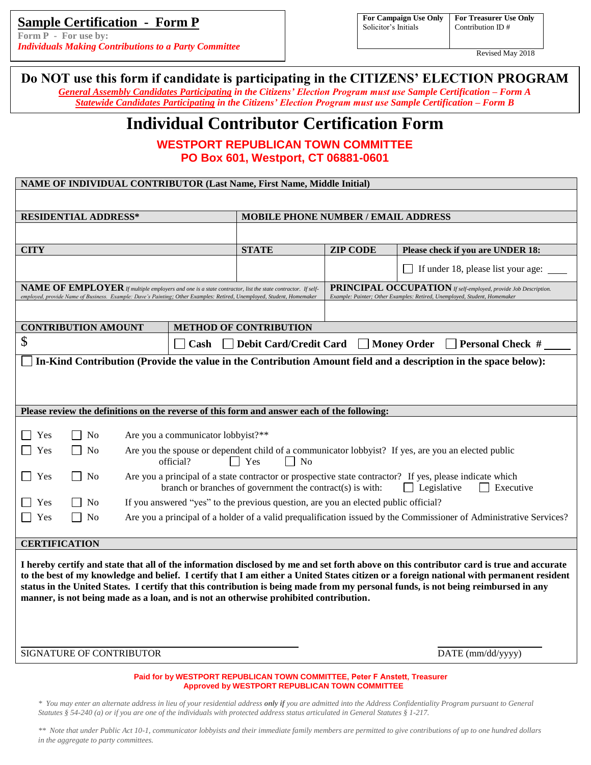# Sample Certification - Form P

**Form P - For use by:**
*Individuals Making Contributions to a Party Committee*

| For Campaign Use Only | For Treasurer Use Only |
|---|---|
| Solicitor's Initials | Contribution ID # |

Revised May 2018

**Do NOT use this form if candidate is participating in the CITIZENS' ELECTION PROGRAM**

*General Assembly Candidates Participating in the Citizens' Election Program must use Sample Certification – Form A*
*Statewide Candidates Participating in the Citizens' Election Program must use Sample Certification – Form B*

# Individual Contributor Certification Form

**WESTPORT REPUBLICAN TOWN COMMITTEE**
**PO Box 601, Westport, CT 06881-0601**

**NAME OF INDIVIDUAL CONTRIBUTOR (Last Name, First Name, Middle Initial)**

| RESIDENTIAL ADDRESS* | | | MOBILE PHONE NUMBER / EMAIL ADDRESS |
|---|---|---|---|
| | | | |
| **CITY** | **STATE** | **ZIP CODE** | **Please check if you are UNDER 18:** |
| | | | ☐ If under 18, please list your age: ____ |

| NAME OF EMPLOYER *If multiple employers and one is a state contractor, list the state contractor. If self-employed, provide Name of Business. Example: Dave's Painting; Other Examples: Retired, Unemployed, Student, Homemaker* | PRINCIPAL OCCUPATION *If self-employed, provide Job Description. Example: Painter; Other Examples: Retired, Unemployed, Student, Homemaker* |
|---|---|
| | |

| CONTRIBUTION AMOUNT | METHOD OF CONTRIBUTION |
|---|---|
| $ | ☐ Cash ☐ Debit Card/Credit Card ☐ Money Order ☐ Personal Check # ____ |

☐ **In-Kind Contribution (Provide the value in the Contribution Amount field and a description in the space below):**

**Please review the definitions on the reverse of this form and answer each of the following:**

☐ Yes ☐ No Are you a communicator lobbyist?**

☐ Yes ☐ No Are you the spouse or dependent child of a communicator lobbyist? If yes, are you an elected public official? ☐ Yes ☐ No

☐ Yes ☐ No Are you a principal of a state contractor or prospective state contractor? If yes, please indicate which branch or branches of government the contract(s) is with: ☐ Legislative ☐ Executive

☐ Yes ☐ No If you answered "yes" to the previous question, are you an elected public official?

☐ Yes ☐ No Are you a principal of a holder of a valid prequalification issued by the Commissioner of Administrative Services?

**CERTIFICATION**

**I hereby certify and state that all of the information disclosed by me and set forth above on this contributor card is true and accurate to the best of my knowledge and belief. I certify that I am either a United States citizen or a foreign national with permanent resident status in the United States. I certify that this contribution is being made from my personal funds, is not being reimbursed in any manner, is not being made as a loan, and is not an otherwise prohibited contribution.**

SIGNATURE OF CONTRIBUTOR ______________________ DATE (mm/dd/yyyy) __________

**Paid for by WESTPORT REPUBLICAN TOWN COMMITTEE, Peter F Anstett, Treasurer**
**Approved by WESTPORT REPUBLICAN TOWN COMMITTEE**

*\* You may enter an alternate address in lieu of your residential address **only if** you are admitted into the Address Confidentiality Program pursuant to General Statutes § 54-240 (a) or if you are one of the individuals with protected address status articulated in General Statutes § 1-217.*

*\*\* Note that under Public Act 10-1, communicator lobbyists and their immediate family members are permitted to give contributions of up to one hundred dollars in the aggregate to party committees.*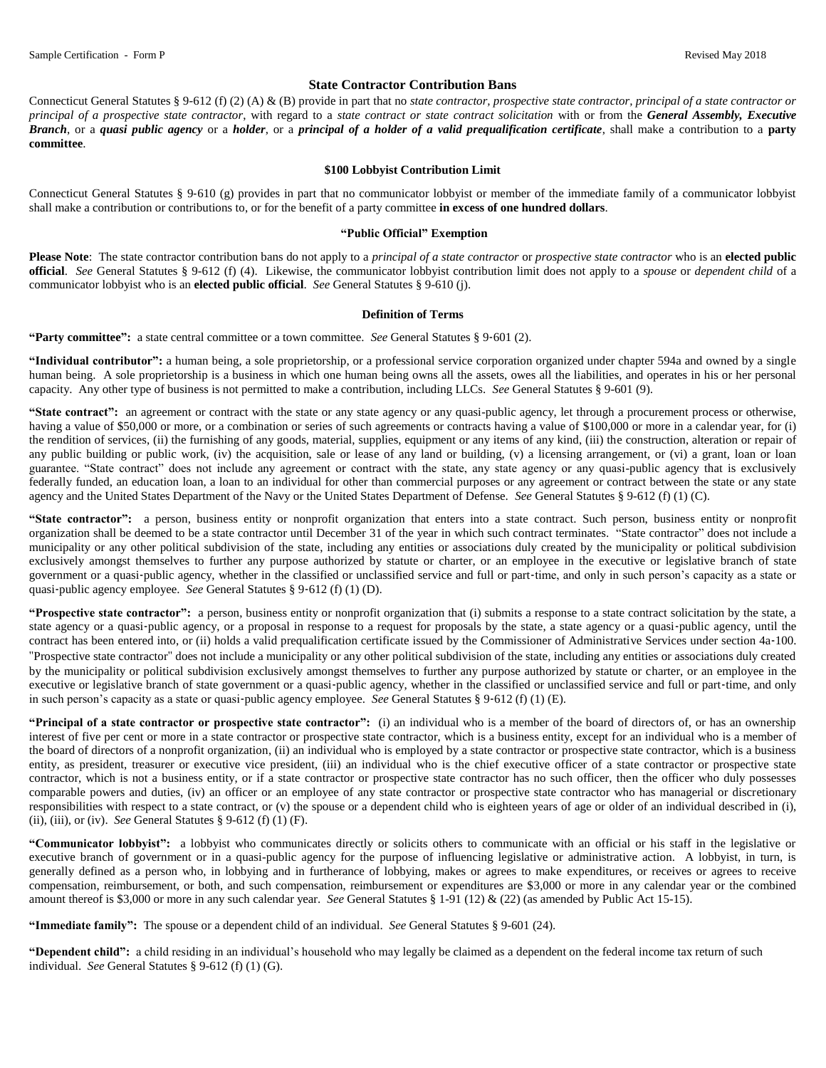### State Contractor Contribution Bans

Connecticut General Statutes § 9-612 (f) (2) (A) & (B) provide in part that no *state contractor, prospective state contractor, principal of a state contractor or principal of a prospective state contractor*, with regard to a *state contract or state contract solicitation* with or from the ***General Assembly, Executive Branch***, or a ***quasi public agency*** or a ***holder***, or a ***principal of a holder of a valid prequalification certificate***, shall make a contribution to a **party committee**.

### $100 Lobbyist Contribution Limit

Connecticut General Statutes § 9-610 (g) provides in part that no communicator lobbyist or member of the immediate family of a communicator lobbyist shall make a contribution or contributions to, or for the benefit of a party committee **in excess of one hundred dollars**.

### "Public Official" Exemption

**Please Note**: The state contractor contribution bans do not apply to a *principal of a state contractor* or *prospective state contractor* who is an **elected public official**. *See* General Statutes § 9-612 (f) (4). Likewise, the communicator lobbyist contribution limit does not apply to a *spouse* or *dependent child* of a communicator lobbyist who is an **elected public official**. *See* General Statutes § 9-610 (j).

### Definition of Terms

**"Party committee":** a state central committee or a town committee. *See* General Statutes § 9-601 (2).

**"Individual contributor":** a human being, a sole proprietorship, or a professional service corporation organized under chapter 594a and owned by a single human being. A sole proprietorship is a business in which one human being owns all the assets, owes all the liabilities, and operates in his or her personal capacity. Any other type of business is not permitted to make a contribution, including LLCs. *See* General Statutes § 9-601 (9).

**"State contract":** an agreement or contract with the state or any state agency or any quasi-public agency, let through a procurement process or otherwise, having a value of $50,000 or more, or a combination or series of such agreements or contracts having a value of $100,000 or more in a calendar year, for (i) the rendition of services, (ii) the furnishing of any goods, material, supplies, equipment or any items of any kind, (iii) the construction, alteration or repair of any public building or public work, (iv) the acquisition, sale or lease of any land or building, (v) a licensing arrangement, or (vi) a grant, loan or loan guarantee. "State contract" does not include any agreement or contract with the state, any state agency or any quasi-public agency that is exclusively federally funded, an education loan, a loan to an individual for other than commercial purposes or any agreement or contract between the state or any state agency and the United States Department of the Navy or the United States Department of Defense. *See* General Statutes § 9-612 (f) (1) (C).

**"State contractor":** a person, business entity or nonprofit organization that enters into a state contract. Such person, business entity or nonprofit organization shall be deemed to be a state contractor until December 31 of the year in which such contract terminates. "State contractor" does not include a municipality or any other political subdivision of the state, including any entities or associations duly created by the municipality or political subdivision exclusively amongst themselves to further any purpose authorized by statute or charter, or an employee in the executive or legislative branch of state government or a quasi-public agency, whether in the classified or unclassified service and full or part-time, and only in such person's capacity as a state or quasi-public agency employee. *See* General Statutes § 9-612 (f) (1) (D).

**"Prospective state contractor":** a person, business entity or nonprofit organization that (i) submits a response to a state contract solicitation by the state, a state agency or a quasi-public agency, or a proposal in response to a request for proposals by the state, a state agency or a quasi-public agency, until the contract has been entered into, or (ii) holds a valid prequalification certificate issued by the Commissioner of Administrative Services under section 4a-100. "Prospective state contractor" does not include a municipality or any other political subdivision of the state, including any entities or associations duly created by the municipality or political subdivision exclusively amongst themselves to further any purpose authorized by statute or charter, or an employee in the executive or legislative branch of state government or a quasi-public agency, whether in the classified or unclassified service and full or part-time, and only in such person's capacity as a state or quasi-public agency employee. *See* General Statutes § 9-612 (f) (1) (E).

**"Principal of a state contractor or prospective state contractor":** (i) an individual who is a member of the board of directors of, or has an ownership interest of five per cent or more in a state contractor or prospective state contractor, which is a business entity, except for an individual who is a member of the board of directors of a nonprofit organization, (ii) an individual who is employed by a state contractor or prospective state contractor, which is a business entity, as president, treasurer or executive vice president, (iii) an individual who is the chief executive officer of a state contractor or prospective state contractor, which is not a business entity, or if a state contractor or prospective state contractor has no such officer, then the officer who duly possesses comparable powers and duties, (iv) an officer or an employee of any state contractor or prospective state contractor who has managerial or discretionary responsibilities with respect to a state contract, or (v) the spouse or a dependent child who is eighteen years of age or older of an individual described in (i), (ii), (iii), or (iv). *See* General Statutes § 9-612 (f) (1) (F).

**"Communicator lobbyist":** a lobbyist who communicates directly or solicits others to communicate with an official or his staff in the legislative or executive branch of government or in a quasi-public agency for the purpose of influencing legislative or administrative action. A lobbyist, in turn, is generally defined as a person who, in lobbying and in furtherance of lobbying, makes or agrees to make expenditures, or receives or agrees to receive compensation, reimbursement, or both, and such compensation, reimbursement or expenditures are $3,000 or more in any calendar year or the combined amount thereof is $3,000 or more in any such calendar year. *See* General Statutes § 1-91 (12) & (22) (as amended by Public Act 15-15).

**"Immediate family":** The spouse or a dependent child of an individual. *See* General Statutes § 9-601 (24).

**"Dependent child":** a child residing in an individual's household who may legally be claimed as a dependent on the federal income tax return of such individual. *See* General Statutes § 9-612 (f) (1) (G).